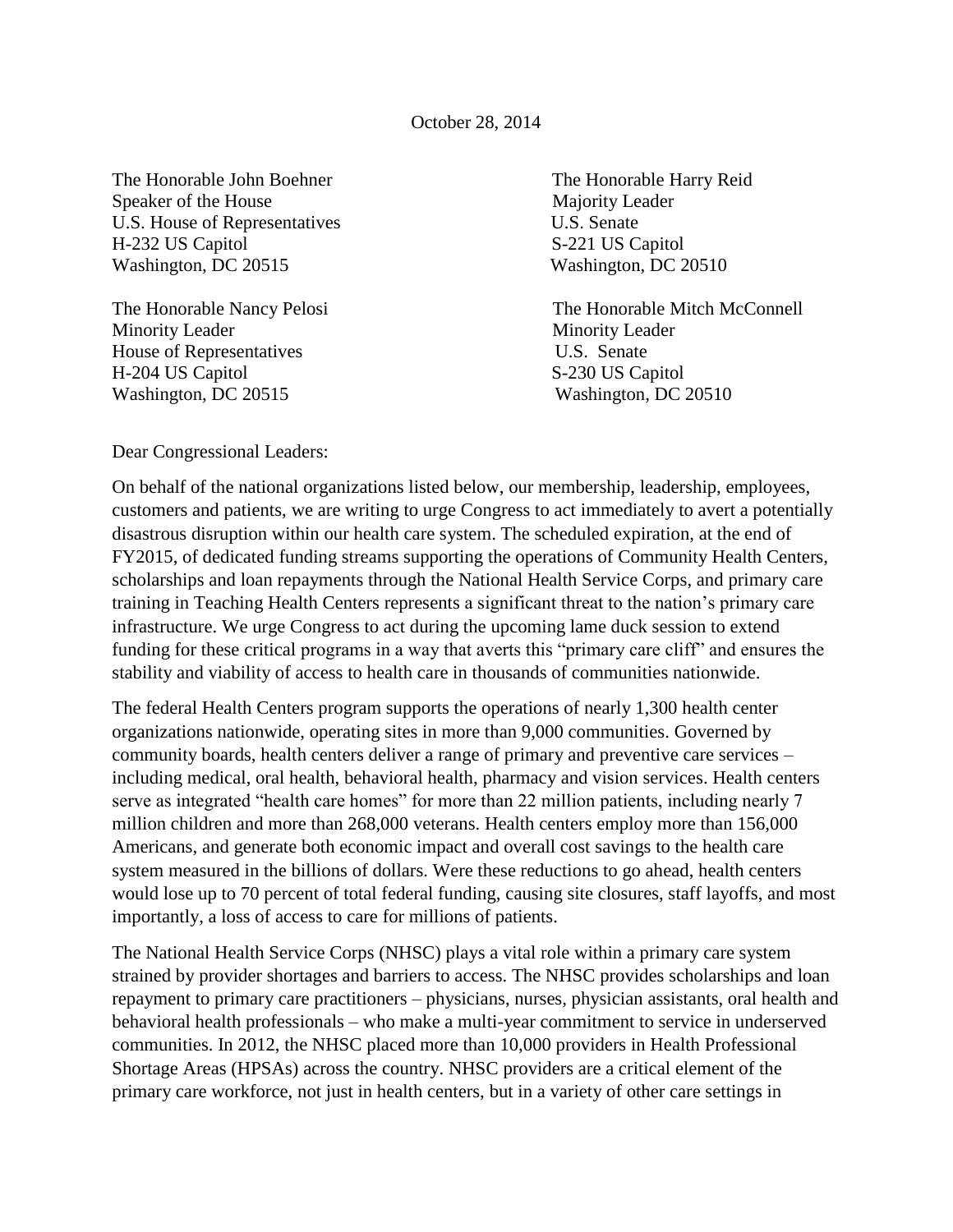October 28, 2014

The Honorable John Boehner
Speaker of the House
U.S. House of Representatives
H-232 US Capitol
Washington, DC 20515

The Honorable Harry Reid
Majority Leader
U.S. Senate
S-221 US Capitol
Washington, DC 20510

The Honorable Nancy Pelosi
Minority Leader
House of Representatives
H-204 US Capitol
Washington, DC 20515

The Honorable Mitch McConnell
Minority Leader
U.S. Senate
S-230 US Capitol
Washington, DC 20510

Dear Congressional Leaders:

On behalf of the national organizations listed below, our membership, leadership, employees, customers and patients, we are writing to urge Congress to act immediately to avert a potentially disastrous disruption within our health care system. The scheduled expiration, at the end of FY2015, of dedicated funding streams supporting the operations of Community Health Centers, scholarships and loan repayments through the National Health Service Corps, and primary care training in Teaching Health Centers represents a significant threat to the nation's primary care infrastructure. We urge Congress to act during the upcoming lame duck session to extend funding for these critical programs in a way that averts this "primary care cliff" and ensures the stability and viability of access to health care in thousands of communities nationwide.

The federal Health Centers program supports the operations of nearly 1,300 health center organizations nationwide, operating sites in more than 9,000 communities. Governed by community boards, health centers deliver a range of primary and preventive care services – including medical, oral health, behavioral health, pharmacy and vision services. Health centers serve as integrated "health care homes" for more than 22 million patients, including nearly 7 million children and more than 268,000 veterans. Health centers employ more than 156,000 Americans, and generate both economic impact and overall cost savings to the health care system measured in the billions of dollars. Were these reductions to go ahead, health centers would lose up to 70 percent of total federal funding, causing site closures, staff layoffs, and most importantly, a loss of access to care for millions of patients.

The National Health Service Corps (NHSC) plays a vital role within a primary care system strained by provider shortages and barriers to access. The NHSC provides scholarships and loan repayment to primary care practitioners – physicians, nurses, physician assistants, oral health and behavioral health professionals – who make a multi-year commitment to service in underserved communities. In 2012, the NHSC placed more than 10,000 providers in Health Professional Shortage Areas (HPSAs) across the country. NHSC providers are a critical element of the primary care workforce, not just in health centers, but in a variety of other care settings in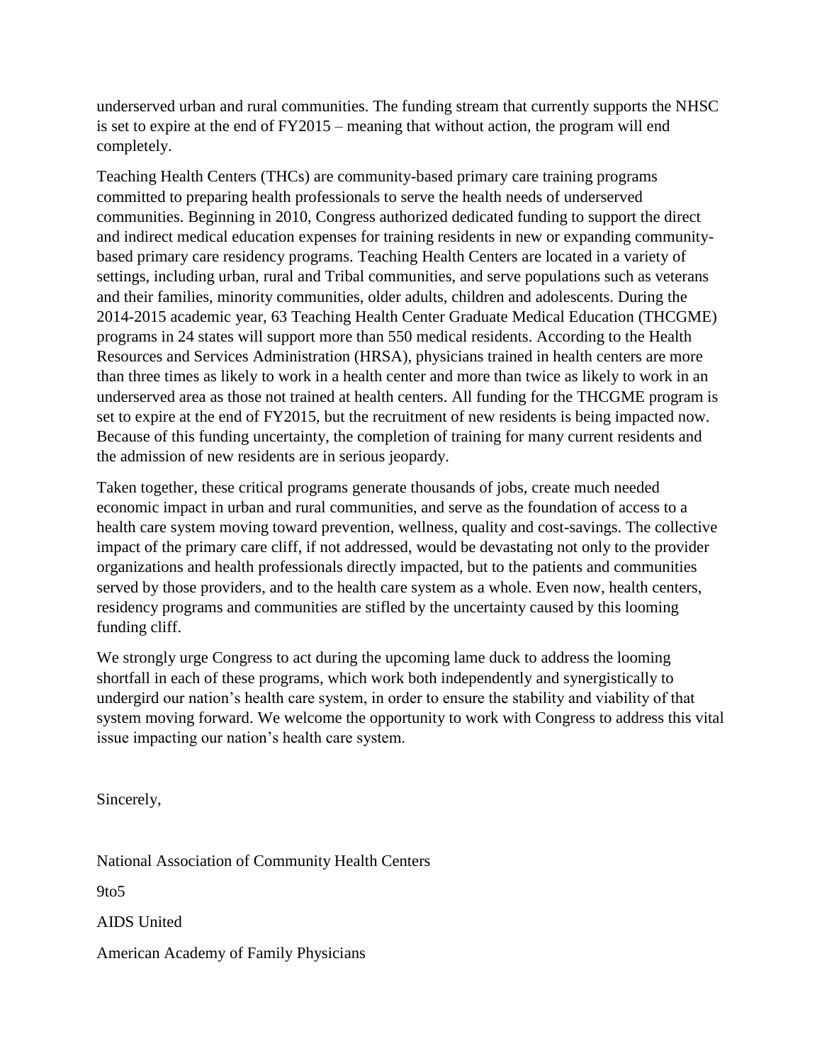underserved urban and rural communities. The funding stream that currently supports the NHSC is set to expire at the end of FY2015 – meaning that without action, the program will end completely.

Teaching Health Centers (THCs) are community-based primary care training programs committed to preparing health professionals to serve the health needs of underserved communities. Beginning in 2010, Congress authorized dedicated funding to support the direct and indirect medical education expenses for training residents in new or expanding community-based primary care residency programs. Teaching Health Centers are located in a variety of settings, including urban, rural and Tribal communities, and serve populations such as veterans and their families, minority communities, older adults, children and adolescents. During the 2014-2015 academic year, 63 Teaching Health Center Graduate Medical Education (THCGME) programs in 24 states will support more than 550 medical residents. According to the Health Resources and Services Administration (HRSA), physicians trained in health centers are more than three times as likely to work in a health center and more than twice as likely to work in an underserved area as those not trained at health centers. All funding for the THCGME program is set to expire at the end of FY2015, but the recruitment of new residents is being impacted now. Because of this funding uncertainty, the completion of training for many current residents and the admission of new residents are in serious jeopardy.

Taken together, these critical programs generate thousands of jobs, create much needed economic impact in urban and rural communities, and serve as the foundation of access to a health care system moving toward prevention, wellness, quality and cost-savings. The collective impact of the primary care cliff, if not addressed, would be devastating not only to the provider organizations and health professionals directly impacted, but to the patients and communities served by those providers, and to the health care system as a whole. Even now, health centers, residency programs and communities are stifled by the uncertainty caused by this looming funding cliff.

We strongly urge Congress to act during the upcoming lame duck to address the looming shortfall in each of these programs, which work both independently and synergistically to undergird our nation's health care system, in order to ensure the stability and viability of that system moving forward. We welcome the opportunity to work with Congress to address this vital issue impacting our nation's health care system.

Sincerely,

National Association of Community Health Centers

9to5

AIDS United

American Academy of Family Physicians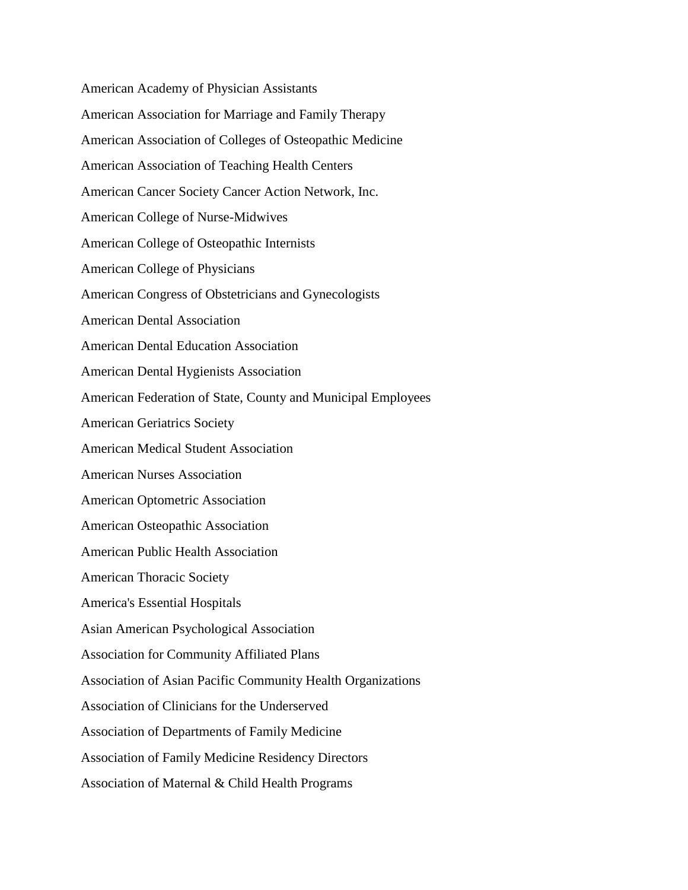American Academy of Physician Assistants

American Association for Marriage and Family Therapy

American Association of Colleges of Osteopathic Medicine

American Association of Teaching Health Centers

American Cancer Society Cancer Action Network, Inc.

American College of Nurse-Midwives

American College of Osteopathic Internists

American College of Physicians

American Congress of Obstetricians and Gynecologists

American Dental Association

American Dental Education Association

American Dental Hygienists Association

American Federation of State, County and Municipal Employees

American Geriatrics Society

American Medical Student Association

American Nurses Association

American Optometric Association

American Osteopathic Association

American Public Health Association

American Thoracic Society

America's Essential Hospitals

Asian American Psychological Association

Association for Community Affiliated Plans

Association of Asian Pacific Community Health Organizations

Association of Clinicians for the Underserved

Association of Departments of Family Medicine

Association of Family Medicine Residency Directors

Association of Maternal & Child Health Programs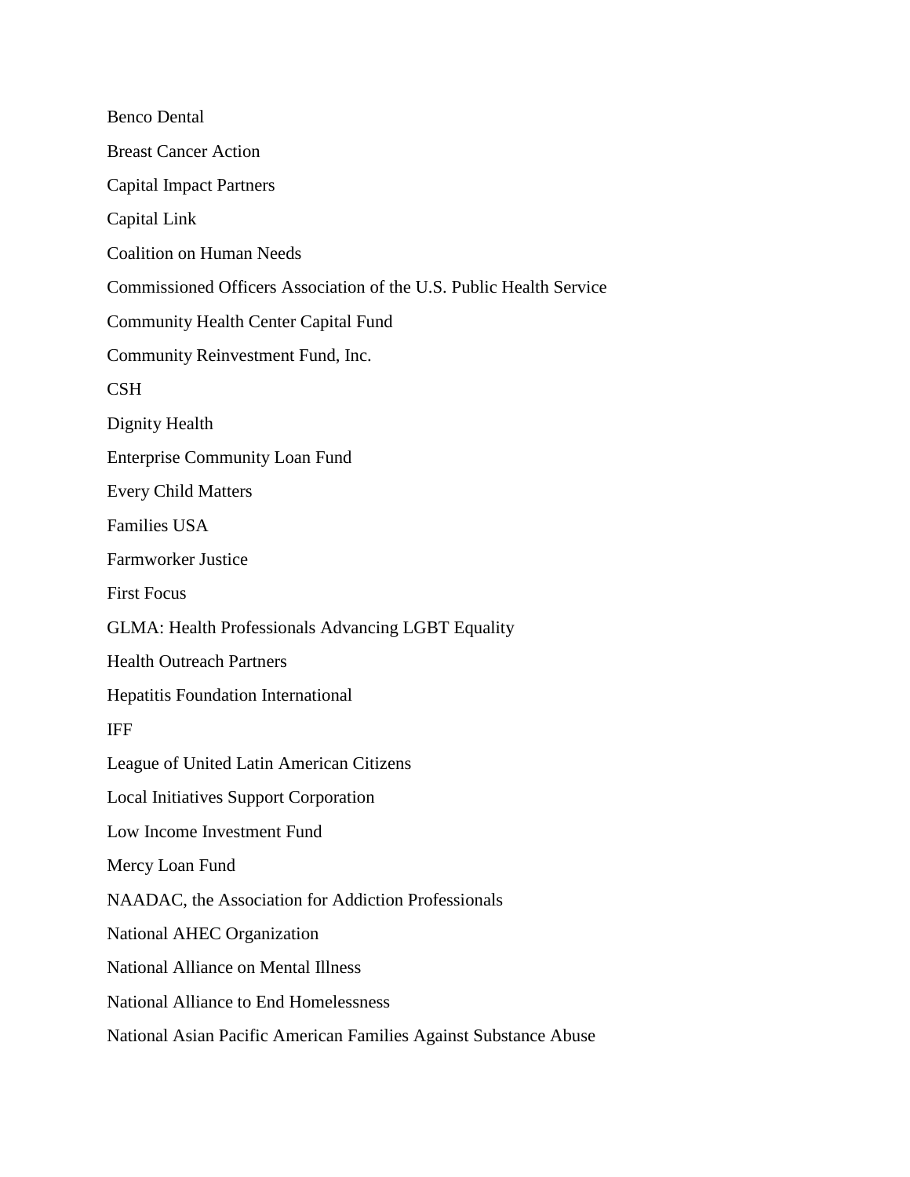Benco Dental

Breast Cancer Action

Capital Impact Partners

Capital Link

Coalition on Human Needs

Commissioned Officers Association of the U.S. Public Health Service

Community Health Center Capital Fund

Community Reinvestment Fund, Inc.

CSH

Dignity Health

Enterprise Community Loan Fund

Every Child Matters

Families USA

Farmworker Justice

First Focus

GLMA: Health Professionals Advancing LGBT Equality

Health Outreach Partners

Hepatitis Foundation International

IFF

League of United Latin American Citizens

Local Initiatives Support Corporation

Low Income Investment Fund

Mercy Loan Fund

NAADAC, the Association for Addiction Professionals

National AHEC Organization

National Alliance on Mental Illness

National Alliance to End Homelessness

National Asian Pacific American Families Against Substance Abuse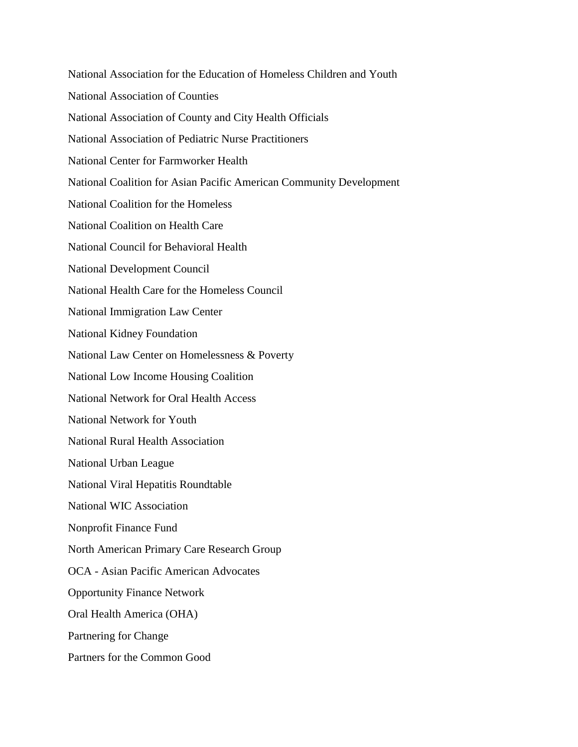National Association for the Education of Homeless Children and Youth

National Association of Counties

National Association of County and City Health Officials

National Association of Pediatric Nurse Practitioners

National Center for Farmworker Health

National Coalition for Asian Pacific American Community Development

National Coalition for the Homeless

National Coalition on Health Care

National Council for Behavioral Health

National Development Council

National Health Care for the Homeless Council

National Immigration Law Center

National Kidney Foundation

National Law Center on Homelessness & Poverty

National Low Income Housing Coalition

National Network for Oral Health Access

National Network for Youth

National Rural Health Association

National Urban League

National Viral Hepatitis Roundtable

National WIC Association

Nonprofit Finance Fund

North American Primary Care Research Group

OCA - Asian Pacific American Advocates

Opportunity Finance Network

Oral Health America (OHA)

Partnering for Change

Partners for the Common Good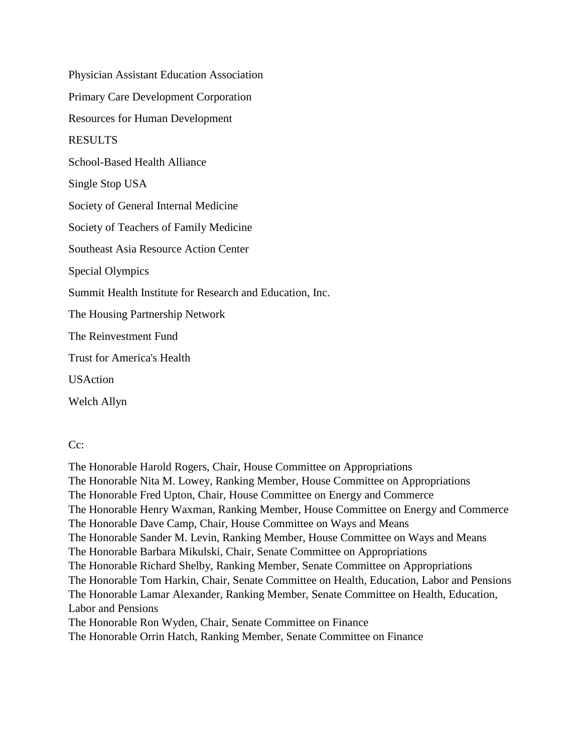Physician Assistant Education Association

Primary Care Development Corporation

Resources for Human Development

RESULTS

School-Based Health Alliance

Single Stop USA

Society of General Internal Medicine

Society of Teachers of Family Medicine

Southeast Asia Resource Action Center

Special Olympics

Summit Health Institute for Research and Education, Inc.

The Housing Partnership Network

The Reinvestment Fund

Trust for America's Health

USAction

Welch Allyn

Cc:

The Honorable Harold Rogers, Chair, House Committee on Appropriations
The Honorable Nita M. Lowey, Ranking Member, House Committee on Appropriations
The Honorable Fred Upton, Chair, House Committee on Energy and Commerce
The Honorable Henry Waxman, Ranking Member, House Committee on Energy and Commerce
The Honorable Dave Camp, Chair, House Committee on Ways and Means
The Honorable Sander M. Levin, Ranking Member, House Committee on Ways and Means
The Honorable Barbara Mikulski, Chair, Senate Committee on Appropriations
The Honorable Richard Shelby, Ranking Member, Senate Committee on Appropriations
The Honorable Tom Harkin, Chair, Senate Committee on Health, Education, Labor and Pensions
The Honorable Lamar Alexander, Ranking Member, Senate Committee on Health, Education, Labor and Pensions
The Honorable Ron Wyden, Chair, Senate Committee on Finance
The Honorable Orrin Hatch, Ranking Member, Senate Committee on Finance